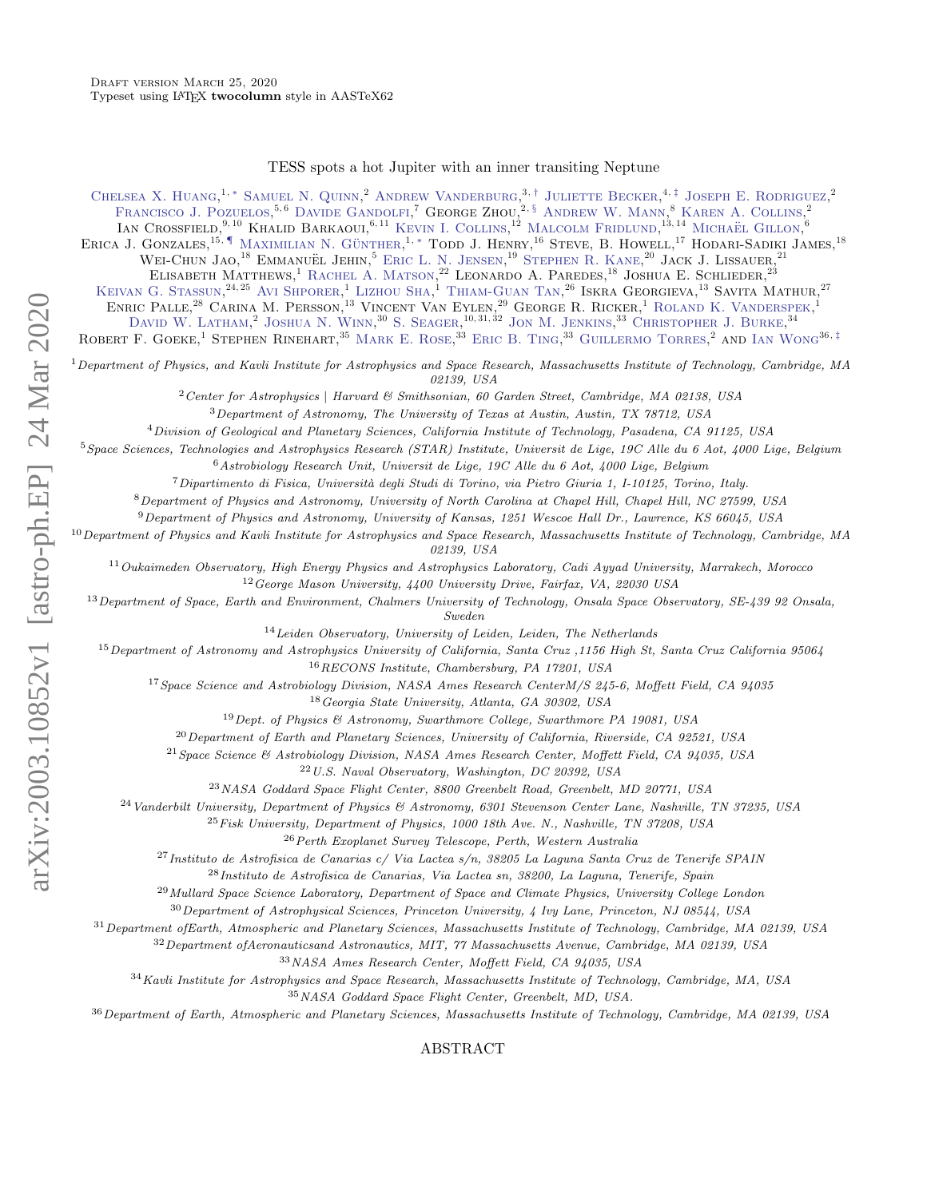Draft version March 25, 2020
Typeset using LaTeX **twocolumn** style in AASTeX62

# TESS spots a hot Jupiter with an inner transiting Neptune

Chelsea X. Huang,[1,*] Samuel N. Quinn,[2] Andrew Vanderburg,[3,†] Juliette Becker,[4,‡] Joseph E. Rodriguez,[2] Francisco J. Pozuelos,[5,6] Davide Gandolfi,[7] George Zhou,[2,§] Andrew W. Mann,[8] Karen A. Collins,[2] Ian Crossfield,[9,10] Khalid Barkaoui,[6,11] Kevin I. Collins,[12] Malcolm Fridlund,[13,14] Michaël Gillon,[6] Erica J. Gonzales,[15,¶] Maximilian N. Günther,[1,*] Todd J. Henry,[16] Steve, B. Howell,[17] Hodari-Sadiki James,[18] Wei-Chun Jao,[18] Emmanuël Jehin,[5] Eric L. N. Jensen,[19] Stephen R. Kane,[20] Jack J. Lissauer,[21] Elisabeth Matthews,[1] Rachel A. Matson,[22] Leonardo A. Paredes,[18] Joshua E. Schlieder,[23] Keivan G. Stassun,[24,25] Avi Shporer,[1] Lizhou Sha,[1] Thiam-Guan Tan,[26] Iskra Georgieva,[13] Savita Mathur,[27] Enric Palle,[28] Carina M. Persson,[13] Vincent Van Eylen,[29] George R. Ricker,[1] Roland K. Vanderspek,[1] David W. Latham,[2] Joshua N. Winn,[30] S. Seager,[10,31,32] Jon M. Jenkins,[33] Christopher J. Burke,[34] Robert F. Goeke,[1] Stephen Rinehart,[35] Mark E. Rose,[33] Eric B. Ting,[33] Guillermo Torres,[2] and Ian Wong[36,‡]

[1] Department of Physics, and Kavli Institute for Astrophysics and Space Research, Massachusetts Institute of Technology, Cambridge, MA 02139, USA
[2] Center for Astrophysics | Harvard & Smithsonian, 60 Garden Street, Cambridge, MA 02138, USA
[3] Department of Astronomy, The University of Texas at Austin, Austin, TX 78712, USA
[4] Division of Geological and Planetary Sciences, California Institute of Technology, Pasadena, CA 91125, USA
[5] Space Sciences, Technologies and Astrophysics Research (STAR) Institute, Universit de Lige, 19C Alle du 6 Aot, 4000 Lige, Belgium
[6] Astrobiology Research Unit, Universit de Lige, 19C Alle du 6 Aot, 4000 Lige, Belgium
[7] Dipartimento di Fisica, Università degli Studi di Torino, via Pietro Giuria 1, I-10125, Torino, Italy.
[8] Department of Physics and Astronomy, University of North Carolina at Chapel Hill, Chapel Hill, NC 27599, USA
[9] Department of Physics and Astronomy, University of Kansas, 1251 Wescoe Hall Dr., Lawrence, KS 66045, USA
[10] Department of Physics and Kavli Institute for Astrophysics and Space Research, Massachusetts Institute of Technology, Cambridge, MA 02139, USA
[11] Oukaimeden Observatory, High Energy Physics and Astrophysics Laboratory, Cadi Ayyad University, Marrakech, Morocco
[12] George Mason University, 4400 University Drive, Fairfax, VA, 22030 USA
[13] Department of Space, Earth and Environment, Chalmers University of Technology, Onsala Space Observatory, SE-439 92 Onsala, Sweden
[14] Leiden Observatory, University of Leiden, Leiden, The Netherlands
[15] Department of Astronomy and Astrophysics University of California, Santa Cruz ,1156 High St, Santa Cruz California 95064
[16] RECONS Institute, Chambersburg, PA 17201, USA
[17] Space Science and Astrobiology Division, NASA Ames Research CenterM/S 245-6, Moffett Field, CA 94035
[18] Georgia State University, Atlanta, GA 30302, USA
[19] Dept. of Physics & Astronomy, Swarthmore College, Swarthmore PA 19081, USA
[20] Department of Earth and Planetary Sciences, University of California, Riverside, CA 92521, USA
[21] Space Science & Astrobiology Division, NASA Ames Research Center, Moffett Field, CA 94035, USA
[22] U.S. Naval Observatory, Washington, DC 20392, USA
[23] NASA Goddard Space Flight Center, 8800 Greenbelt Road, Greenbelt, MD 20771, USA
[24] Vanderbilt University, Department of Physics & Astronomy, 6301 Stevenson Center Lane, Nashville, TN 37235, USA
[25] Fisk University, Department of Physics, 1000 18th Ave. N., Nashville, TN 37208, USA
[26] Perth Exoplanet Survey Telescope, Perth, Western Australia
[27] Instituto de Astrofisica de Canarias c/ Via Lactea s/n, 38205 La Laguna Santa Cruz de Tenerife SPAIN
[28] Instituto de Astrofisica de Canarias, Via Lactea sn, 38200, La Laguna, Tenerife, Spain
[29] Mullard Space Science Laboratory, Department of Space and Climate Physics, University College London
[30] Department of Astrophysical Sciences, Princeton University, 4 Ivy Lane, Princeton, NJ 08544, USA
[31] Department ofEarth, Atmospheric and Planetary Sciences, Massachusetts Institute of Technology, Cambridge, MA 02139, USA
[32] Department ofAeronauticsand Astronautics, MIT, 77 Massachusetts Avenue, Cambridge, MA 02139, USA
[33] NASA Ames Research Center, Moffett Field, CA 94035, USA
[34] Kavli Institute for Astrophysics and Space Research, Massachusetts Institute of Technology, Cambridge, MA, USA
[35] NASA Goddard Space Flight Center, Greenbelt, MD, USA.
[36] Department of Earth, Atmospheric and Planetary Sciences, Massachusetts Institute of Technology, Cambridge, MA 02139, USA

## ABSTRACT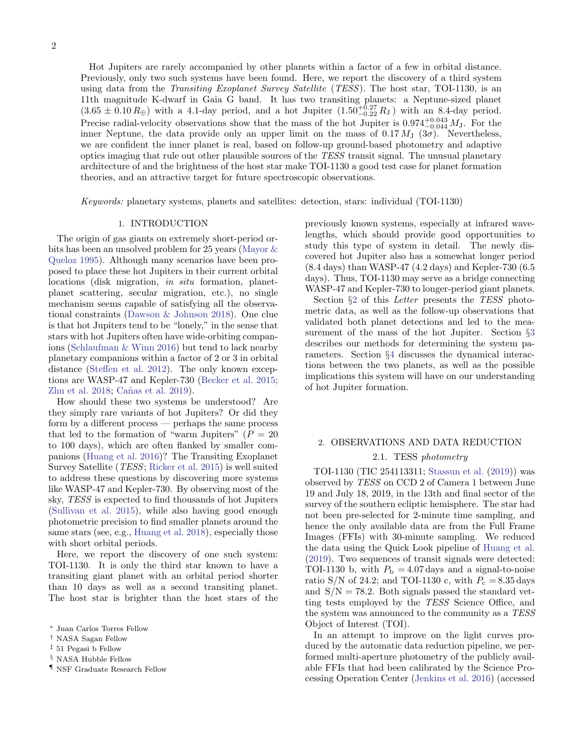Hot Jupiters are rarely accompanied by other planets within a factor of a few in orbital distance. Previously, only two such systems have been found. Here, we report the discovery of a third system using data from the *Transiting Exoplanet Survey Satellite* (*TESS*). The host star, TOI-1130, is an 11th magnitude K-dwarf in Gaia G band. It has two transiting planets: a Neptune-sized planet ($3.65 \pm 0.10\,R_\oplus$) with a 4.1-day period, and a hot Jupiter ($1.50^{+0.27}_{-0.22}\,R_\mathrm{J}$) with an 8.4-day period. Precise radial-velocity observations show that the mass of the hot Jupiter is $0.974^{+0.043}_{-0.044}\,M_\mathrm{J}$. For the inner Neptune, the data provide only an upper limit on the mass of $0.17\,M_\mathrm{J}$ ($3\sigma$). Nevertheless, we are confident the inner planet is real, based on follow-up ground-based photometry and adaptive optics imaging that rule out other plausible sources of the *TESS* transit signal. The unusual planetary architecture of and the brightness of the host star make TOI-1130 a good test case for planet formation theories, and an attractive target for future spectroscopic observations.

*Keywords:* planetary systems, planets and satellites: detection, stars: individual (TOI-1130)

## 1. INTRODUCTION

The origin of gas giants on extremely short-period orbits has been an unsolved problem for 25 years (Mayor & Queloz 1995). Although many scenarios have been proposed to place these hot Jupiters in their current orbital locations (disk migration, *in situ* formation, planet-planet scattering, secular migration, etc.), no single mechanism seems capable of satisfying all the observational constraints (Dawson & Johnson 2018). One clue is that hot Jupiters tend to be "lonely," in the sense that stars with hot Jupiters often have wide-orbiting companions (Schlaufman & Winn 2016) but tend to lack nearby planetary companions within a factor of 2 or 3 in orbital distance (Steffen et al. 2012). The only known exceptions are WASP-47 and Kepler-730 (Becker et al. 2015; Zhu et al. 2018; Cañas et al. 2019).

How should these two systems be understood? Are they simply rare variants of hot Jupiters? Or did they form by a different process — perhaps the same process that led to the formation of "warm Jupiters" ($P$ = 20 to 100 days), which are often flanked by smaller companions (Huang et al. 2016)? The Transiting Exoplanet Survey Satellite (*TESS*; Ricker et al. 2015) is well suited to address these questions by discovering more systems like WASP-47 and Kepler-730. By observing most of the sky, *TESS* is expected to find thousands of hot Jupiters (Sullivan et al. 2015), while also having good enough photometric precision to find smaller planets around the same stars (see, e.g., Huang et al. 2018), especially those with short orbital periods.

Here, we report the discovery of one such system: TOI-1130. It is only the third star known to have a transiting giant planet with an orbital period shorter than 10 days as well as a second transiting planet. The host star is brighter than the host stars of the previously known systems, especially at infrared wavelengths, which should provide good opportunities to study this type of system in detail. The newly discovered hot Jupiter also has a somewhat longer period (8.4 days) than WASP-47 (4.2 days) and Kepler-730 (6.5 days). Thus, TOI-1130 may serve as a bridge connecting WASP-47 and Kepler-730 to longer-period giant planets.

Section §2 of this *Letter* presents the *TESS* photometric data, as well as the follow-up observations that validated both planet detections and led to the measurement of the mass of the hot Jupiter. Section §3 describes our methods for determining the system parameters. Section §4 discusses the dynamical interactions between the two planets, as well as the possible implications this system will have on our understanding of hot Jupiter formation.

## 2. OBSERVATIONS AND DATA REDUCTION

### 2.1. TESS *photometry*

TOI-1130 (TIC 254113311; Stassun et al. (2019)) was observed by *TESS* on CCD 2 of Camera 1 between June 19 and July 18, 2019, in the 13th and final sector of the survey of the southern ecliptic hemisphere. The star had not been pre-selected for 2-minute time sampling, and hence the only available data are from the Full Frame Images (FFIs) with 30-minute sampling. We reduced the data using the Quick Look pipeline of Huang et al. (2019). Two sequences of transit signals were detected: TOI-1130 b, with $P_\mathrm{b} = 4.07$ days and a signal-to-noise ratio S/N of 24.2; and TOI-1130 c, with $P_\mathrm{c} = 8.35$ days and S/N = 78.2. Both signals passed the standard vetting tests employed by the *TESS* Science Office, and the system was announced to the community as a *TESS* Object of Interest (TOI).

In an attempt to improve on the light curves produced by the automatic data reduction pipeline, we performed multi-aperture photometry of the publicly available FFIs that had been calibrated by the Science Processing Operation Center (Jenkins et al. 2016) (accessed

[*] Juan Carlos Torres Fellow
[†] NASA Sagan Fellow
[‡] 51 Pegasi b Fellow
[§] NASA Hubble Fellow
[¶] NSF Graduate Research Fellow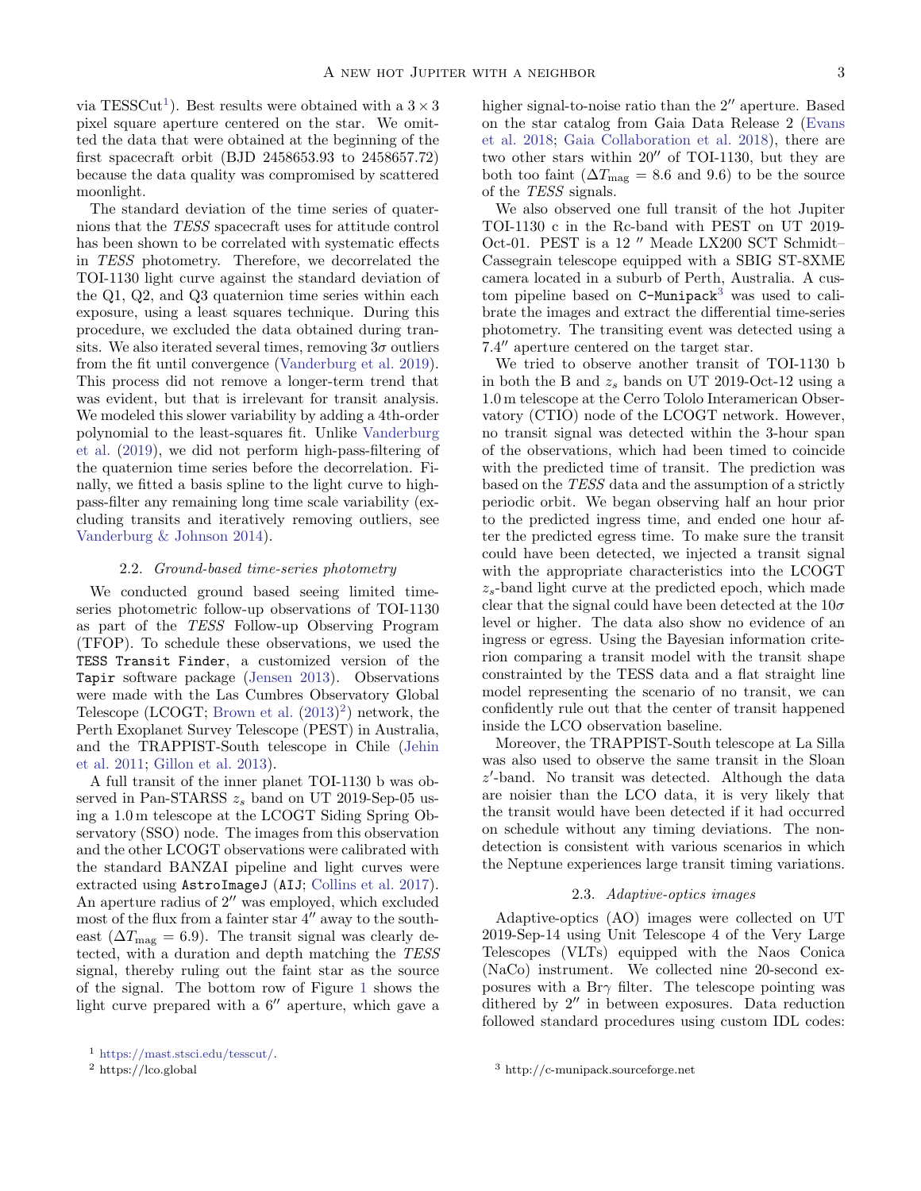via TESSCut[1]). Best results were obtained with a $3 \times 3$ pixel square aperture centered on the star. We omitted the data that were obtained at the beginning of the first spacecraft orbit (BJD 2458653.93 to 2458657.72) because the data quality was compromised by scattered moonlight.

The standard deviation of the time series of quaternions that the *TESS* spacecraft uses for attitude control has been shown to be correlated with systematic effects in *TESS* photometry. Therefore, we decorrelated the TOI-1130 light curve against the standard deviation of the Q1, Q2, and Q3 quaternion time series within each exposure, using a least squares technique. During this procedure, we excluded the data obtained during transits. We also iterated several times, removing $3\sigma$ outliers from the fit until convergence (Vanderburg et al. 2019). This process did not remove a longer-term trend that was evident, but that is irrelevant for transit analysis. We modeled this slower variability by adding a 4th-order polynomial to the least-squares fit. Unlike Vanderburg et al. (2019), we did not perform high-pass-filtering of the quaternion time series before the decorrelation. Finally, we fitted a basis spline to the light curve to high-pass-filter any remaining long time scale variability (excluding transits and iteratively removing outliers, see Vanderburg & Johnson 2014).

### 2.2. *Ground-based time-series photometry*

We conducted ground based seeing limited time-series photometric follow-up observations of TOI-1130 as part of the *TESS* Follow-up Observing Program (TFOP). To schedule these observations, we used the `TESS Transit Finder`, a customized version of the `Tapir` software package (Jensen 2013). Observations were made with the Las Cumbres Observatory Global Telescope (LCOGT; Brown et al. (2013)[2]) network, the Perth Exoplanet Survey Telescope (PEST) in Australia, and the TRAPPIST-South telescope in Chile (Jehin et al. 2011; Gillon et al. 2013).

A full transit of the inner planet TOI-1130 b was observed in Pan-STARSS $z_s$ band on UT 2019-Sep-05 using a 1.0 m telescope at the LCOGT Siding Spring Observatory (SSO) node. The images from this observation and the other LCOGT observations were calibrated with the standard BANZAI pipeline and light curves were extracted using `AstroImageJ` (`AIJ`; Collins et al. 2017). An aperture radius of $2''$ was employed, which excluded most of the flux from a fainter star $4''$ away to the southeast ($\Delta T_{\rm mag} = 6.9$). The transit signal was clearly detected, with a duration and depth matching the *TESS* signal, thereby ruling out the faint star as the source of the signal. The bottom row of Figure 1 shows the light curve prepared with a $6''$ aperture, which gave a higher signal-to-noise ratio than the $2''$ aperture. Based on the star catalog from Gaia Data Release 2 (Evans et al. 2018; Gaia Collaboration et al. 2018), there are two other stars within $20''$ of TOI-1130, but they are both too faint ($\Delta T_{\rm mag} = 8.6$ and 9.6) to be the source of the *TESS* signals.

We also observed one full transit of the hot Jupiter TOI-1130 c in the Rc-band with PEST on UT 2019-Oct-01. PEST is a 12 $''$ Meade LX200 SCT Schmidt–Cassegrain telescope equipped with a SBIG ST-8XME camera located in a suburb of Perth, Australia. A custom pipeline based on `C-Munipack`[3] was used to calibrate the images and extract the differential time-series photometry. The transiting event was detected using a $7.4''$ aperture centered on the target star.

We tried to observe another transit of TOI-1130 b in both the B and $z_s$ bands on UT 2019-Oct-12 using a 1.0 m telescope at the Cerro Tololo Interamerican Observatory (CTIO) node of the LCOGT network. However, no transit signal was detected within the 3-hour span of the observations, which had been timed to coincide with the predicted time of transit. The prediction was based on the *TESS* data and the assumption of a strictly periodic orbit. We began observing half an hour prior to the predicted ingress time, and ended one hour after the predicted egress time. To make sure the transit could have been detected, we injected a transit signal with the appropriate characteristics into the LCOGT $z_s$-band light curve at the predicted epoch, which made clear that the signal could have been detected at the $10\sigma$ level or higher. The data also show no evidence of an ingress or egress. Using the Bayesian information criterion comparing a transit model with the transit shape constrainted by the TESS data and a flat straight line model representing the scenario of no transit, we can confidently rule out that the center of transit happened inside the LCO observation baseline.

Moreover, the TRAPPIST-South telescope at La Silla was also used to observe the same transit in the Sloan $z'$-band. No transit was detected. Although the data are noisier than the LCO data, it is very likely that the transit would have been detected if it had occurred on schedule without any timing deviations. The non-detection is consistent with various scenarios in which the Neptune experiences large transit timing variations.

### 2.3. *Adaptive-optics images*

Adaptive-optics (AO) images were collected on UT 2019-Sep-14 using Unit Telescope 4 of the Very Large Telescopes (VLTs) equipped with the Naos Conica (NaCo) instrument. We collected nine 20-second exposures with a Br$\gamma$ filter. The telescope pointing was dithered by $2''$ in between exposures. Data reduction followed standard procedures using custom IDL codes:

[1] https://mast.stsci.edu/tesscut/.

[2] https://lco.global

[3] http://c-munipack.sourceforge.net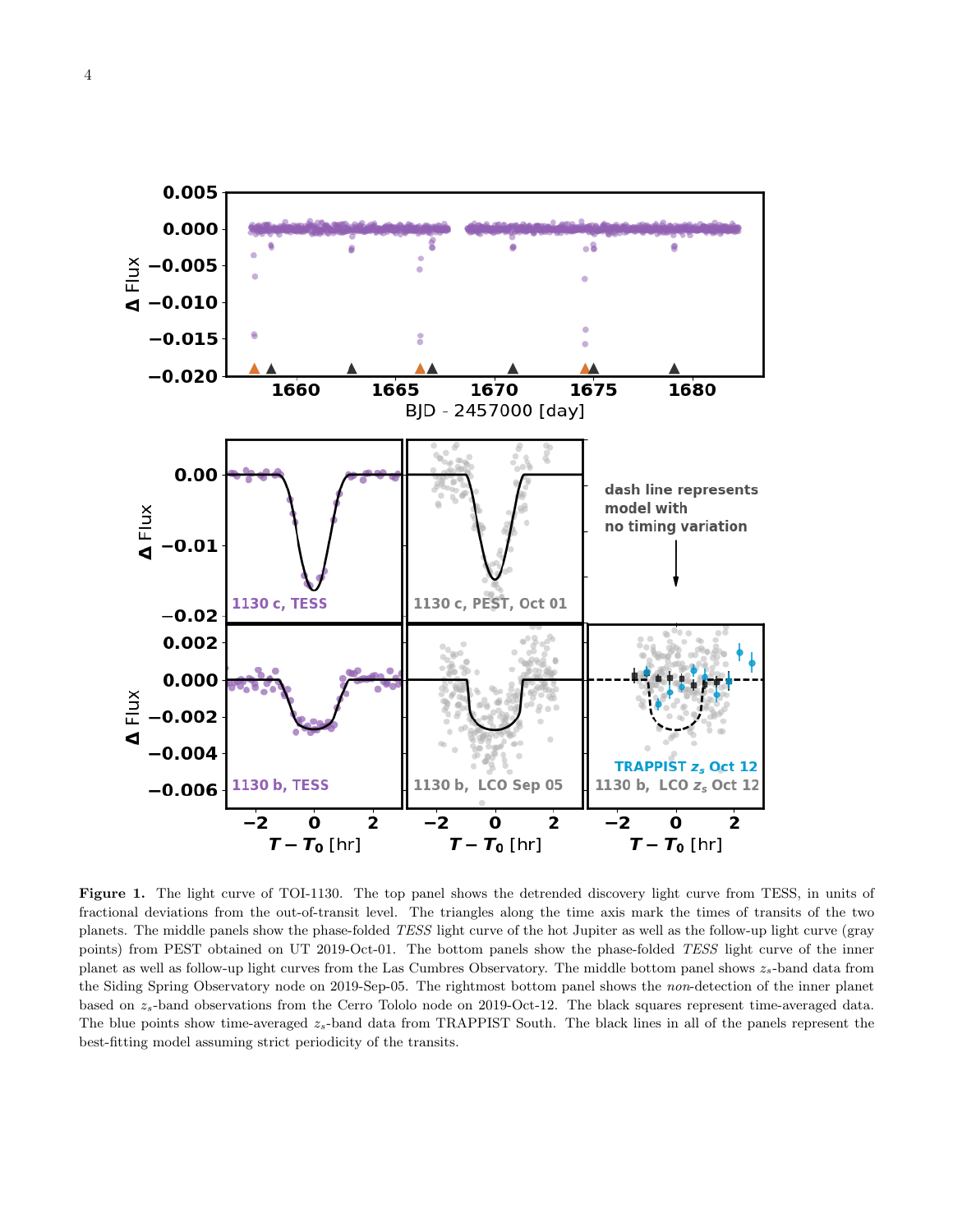**Figure 1.** The light curve of TOI-1130. The top panel shows the detrended discovery light curve from TESS, in units of fractional deviations from the out-of-transit level. The triangles along the time axis mark the times of transits of the two planets. The middle panels show the phase-folded *TESS* light curve of the hot Jupiter as well as the follow-up light curve (gray points) from PEST obtained on UT 2019-Oct-01. The bottom panels show the phase-folded *TESS* light curve of the inner planet as well as follow-up light curves from the Las Cumbres Observatory. The middle bottom panel shows $z_s$-band data from the Siding Spring Observatory node on 2019-Sep-05. The rightmost bottom panel shows the *non*-detection of the inner planet based on $z_s$-band observations from the Cerro Tololo node on 2019-Oct-12. The black squares represent time-averaged data. The blue points show time-averaged $z_s$-band data from TRAPPIST South. The black lines in all of the panels represent the best-fitting model assuming strict periodicity of the transits.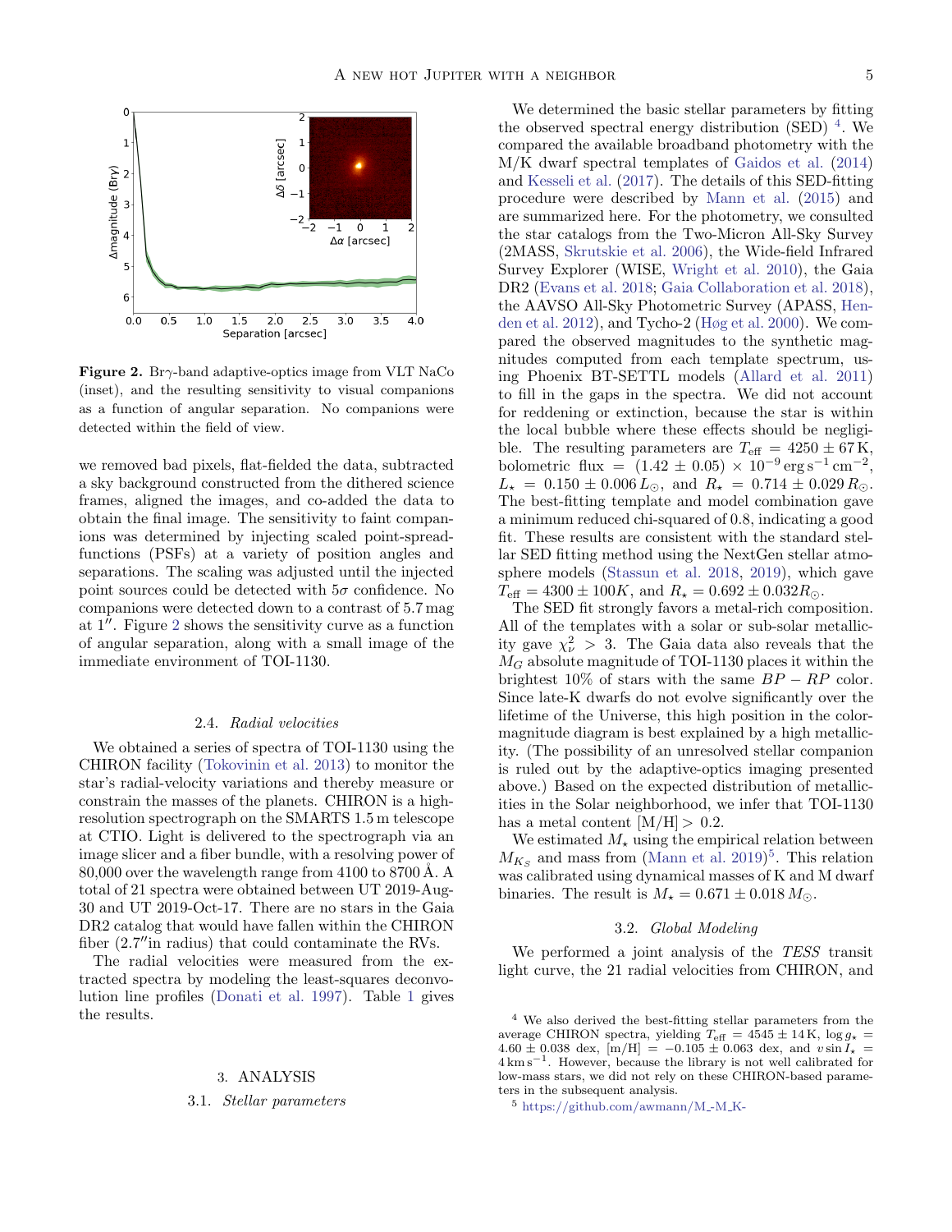**Figure 2.** Br$\gamma$-band adaptive-optics image from VLT NaCo (inset), and the resulting sensitivity to visual companions as a function of angular separation. No companions were detected within the field of view.

we removed bad pixels, flat-fielded the data, subtracted a sky background constructed from the dithered science frames, aligned the images, and co-added the data to obtain the final image. The sensitivity to faint companions was determined by injecting scaled point-spread-functions (PSFs) at a variety of position angles and separations. The scaling was adjusted until the injected point sources could be detected with $5\sigma$ confidence. No companions were detected down to a contrast of 5.7 mag at $1''$. Figure 2 shows the sensitivity curve as a function of angular separation, along with a small image of the immediate environment of TOI-1130.

### 2.4. *Radial velocities*

We obtained a series of spectra of TOI-1130 using the CHIRON facility (Tokovinin et al. 2013) to monitor the star's radial-velocity variations and thereby measure or constrain the masses of the planets. CHIRON is a high-resolution spectrograph on the SMARTS 1.5 m telescope at CTIO. Light is delivered to the spectrograph via an image slicer and a fiber bundle, with a resolving power of 80,000 over the wavelength range from 4100 to 8700 Å. A total of 21 spectra were obtained between UT 2019-Aug-30 and UT 2019-Oct-17. There are no stars in the Gaia DR2 catalog that would have fallen within the CHIRON fiber ($2.7''$in radius) that could contaminate the RVs.

The radial velocities were measured from the extracted spectra by modeling the least-squares deconvolution line profiles (Donati et al. 1997). Table 1 gives the results.

## 3. ANALYSIS

### 3.1. *Stellar parameters*

We determined the basic stellar parameters by fitting the observed spectral energy distribution (SED) [4]. We compared the available broadband photometry with the M/K dwarf spectral templates of Gaidos et al. (2014) and Kesseli et al. (2017). The details of this SED-fitting procedure were described by Mann et al. (2015) and are summarized here. For the photometry, we consulted the star catalogs from the Two-Micron All-Sky Survey (2MASS, Skrutskie et al. 2006), the Wide-field Infrared Survey Explorer (WISE, Wright et al. 2010), the Gaia DR2 (Evans et al. 2018; Gaia Collaboration et al. 2018), the AAVSO All-Sky Photometric Survey (APASS, Henden et al. 2012), and Tycho-2 (Høg et al. 2000). We compared the observed magnitudes to the synthetic magnitudes computed from each template spectrum, using Phoenix BT-SETTL models (Allard et al. 2011) to fill in the gaps in the spectra. We did not account for reddening or extinction, because the star is within the local bubble where these effects should be negligible. The resulting parameters are $T_{\rm eff} = 4250 \pm 67\,{\rm K}$, bolometric flux $= (1.42 \pm 0.05) \times 10^{-9}\,{\rm erg\,s^{-1}\,cm^{-2}}$, $L_\star = 0.150 \pm 0.006\,L_\odot$, and $R_\star = 0.714 \pm 0.029\,R_\odot$. The best-fitting template and model combination gave a minimum reduced chi-squared of 0.8, indicating a good fit. These results are consistent with the standard stellar SED fitting method using the NextGen stellar atmosphere models (Stassun et al. 2018, 2019), which gave $T_{\rm eff} = 4300 \pm 100K$, and $R_\star = 0.692 \pm 0.032R_\odot$.

The SED fit strongly favors a metal-rich composition. All of the templates with a solar or sub-solar metallicity gave $\chi^2_\nu > 3$. The Gaia data also reveals that the $M_G$ absolute magnitude of TOI-1130 places it within the brightest 10% of stars with the same $BP - RP$ color. Since late-K dwarfs do not evolve significantly over the lifetime of the Universe, this high position in the color-magnitude diagram is best explained by a high metallicity. (The possibility of an unresolved stellar companion is ruled out by the adaptive-optics imaging presented above.) Based on the expected distribution of metallicities in the Solar neighborhood, we infer that TOI-1130 has a metal content $[{\rm M/H}] > 0.2$.

We estimated $M_\star$ using the empirical relation between $M_{K_S}$ and mass from (Mann et al. 2019)[5]. This relation was calibrated using dynamical masses of K and M dwarf binaries. The result is $M_\star = 0.671 \pm 0.018\,M_\odot$.

### 3.2. *Global Modeling*

We performed a joint analysis of the *TESS* transit light curve, the 21 radial velocities from CHIRON, and

[4] We also derived the best-fitting stellar parameters from the average CHIRON spectra, yielding $T_{\rm eff} = 4545 \pm 14\,{\rm K}$, $\log g_\star = 4.60 \pm 0.038$ dex, $[{\rm m/H}] = -0.105 \pm 0.063$ dex, and $v \sin I_\star = 4\,{\rm km\,s^{-1}}$. However, because the library is not well calibrated for low-mass stars, we did not rely on these CHIRON-based parameters in the subsequent analysis.

[5] https://github.com/awmann/M_-M_K-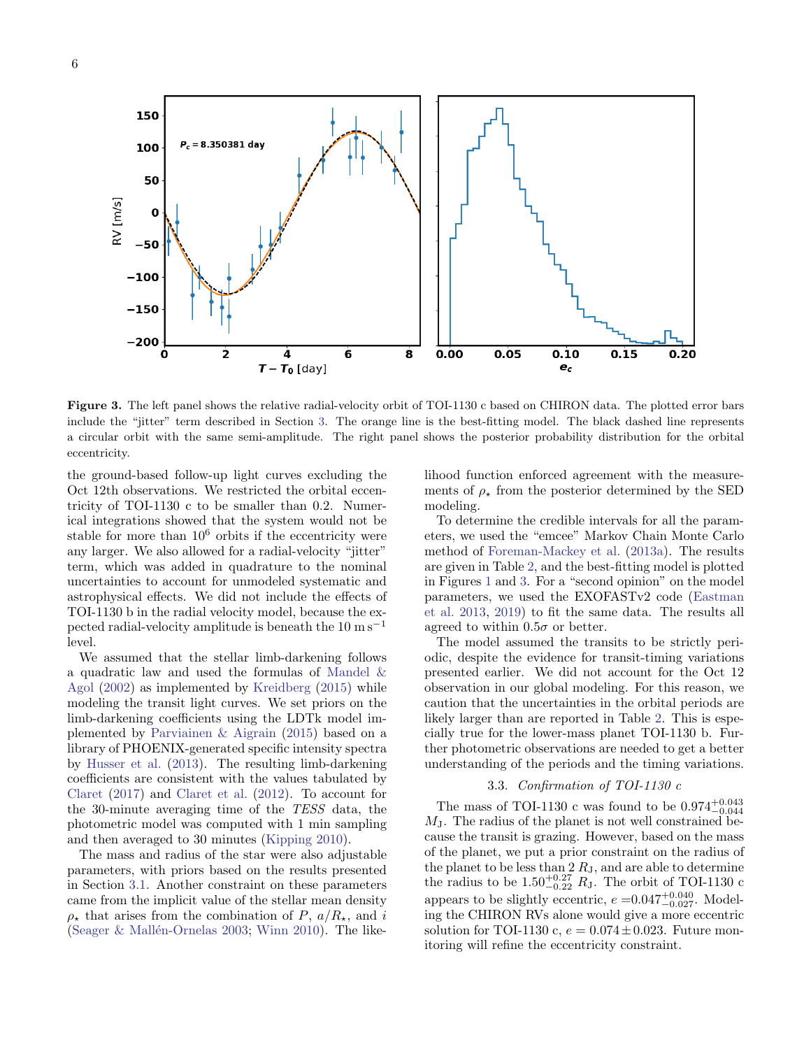Figure 3. The left panel shows the relative radial-velocity orbit of TOI-1130 c based on CHIRON data. The plotted error bars include the "jitter" term described in Section 3. The orange line is the best-fitting model. The black dashed line represents a circular orbit with the same semi-amplitude. The right panel shows the posterior probability distribution for the orbital eccentricity.

the ground-based follow-up light curves excluding the Oct 12th observations. We restricted the orbital eccentricity of TOI-1130 c to be smaller than 0.2. Numerical integrations showed that the system would not be stable for more than $10^6$ orbits if the eccentricity were any larger. We also allowed for a radial-velocity "jitter" term, which was added in quadrature to the nominal uncertainties to account for unmodeled systematic and astrophysical effects. We did not include the effects of TOI-1130 b in the radial velocity model, because the expected radial-velocity amplitude is beneath the 10 $\mathrm{m\,s^{-1}}$ level.

We assumed that the stellar limb-darkening follows a quadratic law and used the formulas of Mandel & Agol (2002) as implemented by Kreidberg (2015) while modeling the transit light curves. We set priors on the limb-darkening coefficients using the LDTk model implemented by Parviainen & Aigrain (2015) based on a library of PHOENIX-generated specific intensity spectra by Husser et al. (2013). The resulting limb-darkening coefficients are consistent with the values tabulated by Claret (2017) and Claret et al. (2012). To account for the 30-minute averaging time of the *TESS* data, the photometric model was computed with 1 min sampling and then averaged to 30 minutes (Kipping 2010).

The mass and radius of the star were also adjustable parameters, with priors based on the results presented in Section 3.1. Another constraint on these parameters came from the implicit value of the stellar mean density $\rho_\star$ that arises from the combination of $P$, $a/R_\star$, and $i$ (Seager & Mallén-Ornelas 2003; Winn 2010). The likelihood function enforced agreement with the measurements of $\rho_\star$ from the posterior determined by the SED modeling.

To determine the credible intervals for all the parameters, we used the "emcee" Markov Chain Monte Carlo method of Foreman-Mackey et al. (2013a). The results are given in Table 2, and the best-fitting model is plotted in Figures 1 and 3. For a "second opinion" on the model parameters, we used the EXOFASTv2 code (Eastman et al. 2013, 2019) to fit the same data. The results all agreed to within $0.5\sigma$ or better.

The model assumed the transits to be strictly periodic, despite the evidence for transit-timing variations presented earlier. We did not account for the Oct 12 observation in our global modeling. For this reason, we caution that the uncertainties in the orbital periods are likely larger than are reported in Table 2. This is especially true for the lower-mass planet TOI-1130 b. Further photometric observations are needed to get a better understanding of the periods and the timing variations.

### 3.3. *Confirmation of TOI-1130 c*

The mass of TOI-1130 c was found to be $0.974^{+0.043}_{-0.044}$ $M_\mathrm{J}$. The radius of the planet is not well constrained because the transit is grazing. However, based on the mass of the planet, we put a prior constraint on the radius of the planet to be less than 2 $R_\mathrm{J}$, and are able to determine the radius to be $1.50^{+0.27}_{-0.22}$ $R_\mathrm{J}$. The orbit of TOI-1130 c appears to be slightly eccentric, $e = 0.047^{+0.040}_{-0.027}$. Modeling the CHIRON RVs alone would give a more eccentric solution for TOI-1130 c, $e = 0.074 \pm 0.023$. Future monitoring will refine the eccentricity constraint.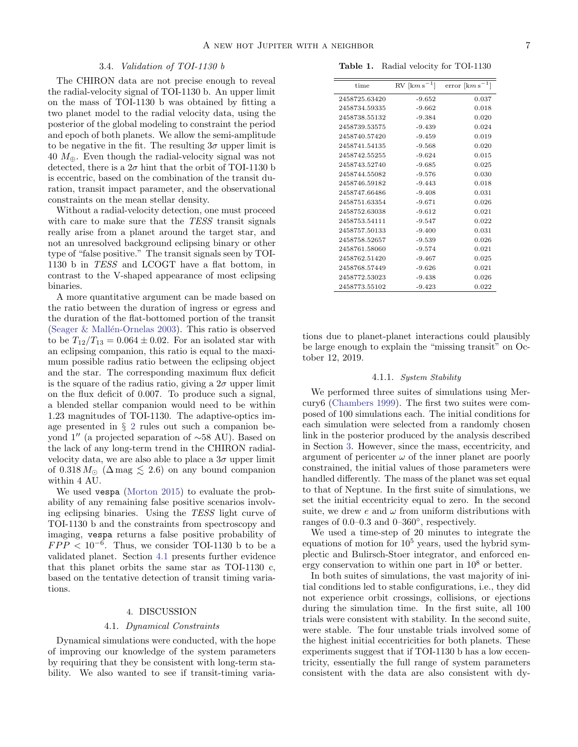### 3.4. *Validation of TOI-1130 b*

The CHIRON data are not precise enough to reveal the radial-velocity signal of TOI-1130 b. An upper limit on the mass of TOI-1130 b was obtained by fitting a two planet model to the radial velocity data, using the posterior of the global modeling to constraint the period and epoch of both planets. We allow the semi-amplitude to be negative in the fit. The resulting $3\sigma$ upper limit is $40\ M_{\oplus}$. Even though the radial-velocity signal was not detected, there is a $2\sigma$ hint that the orbit of TOI-1130 b is eccentric, based on the combination of the transit duration, transit impact parameter, and the observational constraints on the mean stellar density.

Without a radial-velocity detection, one must proceed with care to make sure that the *TESS* transit signals really arise from a planet around the target star, and not an unresolved background eclipsing binary or other type of "false positive." The transit signals seen by TOI-1130 b in *TESS* and LCOGT have a flat bottom, in contrast to the V-shaped appearance of most eclipsing binaries.

A more quantitative argument can be made based on the ratio between the duration of ingress or egress and the duration of the flat-bottomed portion of the transit (Seager & Mallén-Ornelas 2003). This ratio is observed to be $T_{12}/T_{13} = 0.064 \pm 0.02$. For an isolated star with an eclipsing companion, this ratio is equal to the maximum possible radius ratio between the eclipsing object and the star. The corresponding maximum flux deficit is the square of the radius ratio, giving a $2\sigma$ upper limit on the flux deficit of 0.007. To produce such a signal, a blended stellar companion would need to be within 1.23 magnitudes of TOI-1130. The adaptive-optics image presented in § 2 rules out such a companion beyond $1''$ (a projected separation of $\sim$58 AU). Based on the lack of any long-term trend in the CHIRON radial-velocity data, we are also able to place a $3\sigma$ upper limit of $0.318\,M_{\odot}$ ($\Delta\,\mathrm{mag} \lesssim 2.6$) on any bound companion within 4 AU.

We used `vespa` (Morton 2015) to evaluate the probability of any remaining false positive scenarios involving eclipsing binaries. Using the *TESS* light curve of TOI-1130 b and the constraints from spectroscopy and imaging, `vespa` returns a false positive probability of $FPP < 10^{-6}$. Thus, we consider TOI-1130 b to be a validated planet. Section 4.1 presents further evidence that this planet orbits the same star as TOI-1130 c, based on the tentative detection of transit timing variations.

## 4. DISCUSSION

### 4.1. *Dynamical Constraints*

Dynamical simulations were conducted, with the hope of improving our knowledge of the system parameters by requiring that they be consistent with long-term stability. We also wanted to see if transit-timing variations due to planet-planet interactions could plausibly be large enough to explain the "missing transit" on October 12, 2019.

**Table 1.** Radial velocity for TOI-1130

| time | RV [$\mathrm{km\,s^{-1}}$] | error [$\mathrm{km\,s^{-1}}$] |
|---|---|---|
| 2458725.63420 | -9.652 | 0.037 |
| 2458734.59335 | -9.662 | 0.018 |
| 2458738.55132 | -9.384 | 0.020 |
| 2458739.53575 | -9.439 | 0.024 |
| 2458740.57420 | -9.459 | 0.019 |
| 2458741.54135 | -9.568 | 0.020 |
| 2458742.55255 | -9.624 | 0.015 |
| 2458743.52740 | -9.685 | 0.025 |
| 2458744.55082 | -9.576 | 0.030 |
| 2458746.59182 | -9.443 | 0.018 |
| 2458747.66486 | -9.408 | 0.031 |
| 2458751.63354 | -9.671 | 0.026 |
| 2458752.63038 | -9.612 | 0.021 |
| 2458753.54111 | -9.547 | 0.022 |
| 2458757.50133 | -9.400 | 0.031 |
| 2458758.52657 | -9.539 | 0.026 |
| 2458761.58060 | -9.574 | 0.021 |
| 2458762.51420 | -9.467 | 0.025 |
| 2458768.57449 | -9.626 | 0.021 |
| 2458772.53023 | -9.438 | 0.026 |
| 2458773.55102 | -9.423 | 0.022 |

#### 4.1.1. *System Stability*

We performed three suites of simulations using Mercury6 (Chambers 1999). The first two suites were composed of 100 simulations each. The initial conditions for each simulation were selected from a randomly chosen link in the posterior produced by the analysis described in Section 3. However, since the mass, eccentricity, and argument of pericenter $\omega$ of the inner planet are poorly constrained, the initial values of those parameters were handled differently. The mass of the planet was set equal to that of Neptune. In the first suite of simulations, we set the initial eccentricity equal to zero. In the second suite, we drew $e$ and $\omega$ from uniform distributions with ranges of 0.0–0.3 and 0–360°, respectively.

We used a time-step of 20 minutes to integrate the equations of motion for $10^5$ years, used the hybrid symplectic and Bulirsch-Stoer integrator, and enforced energy conservation to within one part in $10^8$ or better.

In both suites of simulations, the vast majority of initial conditions led to stable configurations, i.e., they did not experience orbit crossings, collisions, or ejections during the simulation time. In the first suite, all 100 trials were consistent with stability. In the second suite, were stable. The four unstable trials involved some of the highest initial eccentricities for both planets. These experiments suggest that if TOI-1130 b has a low eccentricity, essentially the full range of system parameters consistent with the data are also consistent with dy-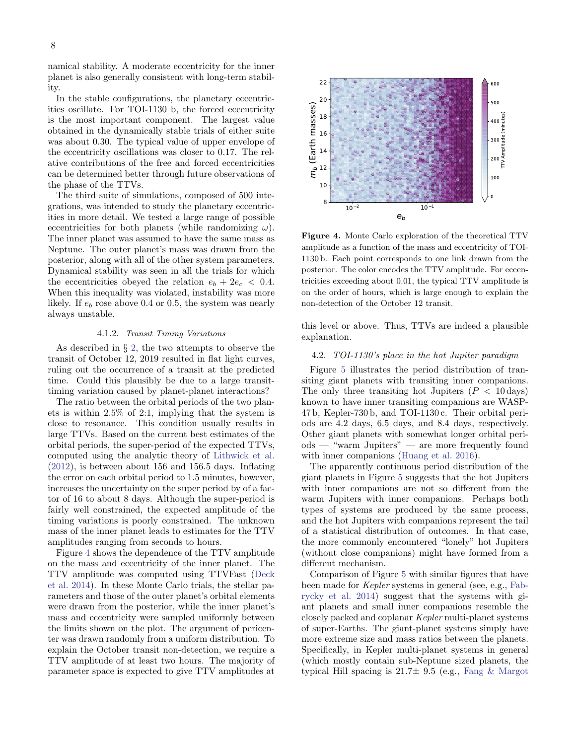namical stability. A moderate eccentricity for the inner planet is also generally consistent with long-term stability.

In the stable configurations, the planetary eccentricities oscillate. For TOI-1130 b, the forced eccentricity is the most important component. The largest value obtained in the dynamically stable trials of either suite was about 0.30. The typical value of upper envelope of the eccentricity oscillations was closer to 0.17. The relative contributions of the free and forced eccentricities can be determined better through future observations of the phase of the TTVs.

The third suite of simulations, composed of 500 integrations, was intended to study the planetary eccentricities in more detail. We tested a large range of possible eccentricities for both planets (while randomizing $\omega$). The inner planet was assumed to have the same mass as Neptune. The outer planet's mass was drawn from the posterior, along with all of the other system parameters. Dynamical stability was seen in all the trials for which the eccentricities obeyed the relation $e_b + 2e_c < 0.4$. When this inequality was violated, instability was more likely. If $e_b$ rose above 0.4 or 0.5, the system was nearly always unstable.

#### 4.1.2. *Transit Timing Variations*

As described in § 2, the two attempts to observe the transit of October 12, 2019 resulted in flat light curves, ruling out the occurrence of a transit at the predicted time. Could this plausibly be due to a large transit-timing variation caused by planet-planet interactions?

The ratio between the orbital periods of the two planets is within 2.5% of 2:1, implying that the system is close to resonance. This condition usually results in large TTVs. Based on the current best estimates of the orbital periods, the super-period of the expected TTVs, computed using the analytic theory of Lithwick et al. (2012), is between about 156 and 156.5 days. Inflating the error on each orbital period to 1.5 minutes, however, increases the uncertainty on the super period by of a factor of 16 to about 8 days. Although the super-period is fairly well constrained, the expected amplitude of the timing variations is poorly constrained. The unknown mass of the inner planet leads to estimates for the TTV amplitudes ranging from seconds to hours.

Figure 4 shows the dependence of the TTV amplitude on the mass and eccentricity of the inner planet. The TTV amplitude was computed using TTVFast (Deck et al. 2014). In these Monte Carlo trials, the stellar parameters and those of the outer planet's orbital elements were drawn from the posterior, while the inner planet's mass and eccentricity were sampled uniformly between the limits shown on the plot. The argument of pericenter was drawn randomly from a uniform distribution. To explain the October transit non-detection, we require a TTV amplitude of at least two hours. The majority of parameter space is expected to give TTV amplitudes at this level or above. Thus, TTVs are indeed a plausible explanation.

**Figure 4.** Monte Carlo exploration of the theoretical TTV amplitude as a function of the mass and eccentricity of TOI-1130 b. Each point corresponds to one link drawn from the posterior. The color encodes the TTV amplitude. For eccentricities exceeding about 0.01, the typical TTV amplitude is on the order of hours, which is large enough to explain the non-detection of the October 12 transit.

### 4.2. *TOI-1130's place in the hot Jupiter paradigm*

Figure 5 illustrates the period distribution of transiting giant planets with transiting inner companions. The only three transiting hot Jupiters ($P < 10$ days) known to have inner transiting companions are WASP-47 b, Kepler-730 b, and TOI-1130 c. Their orbital periods are 4.2 days, 6.5 days, and 8.4 days, respectively. Other giant planets with somewhat longer orbital periods — "warm Jupiters" — are more frequently found with inner companions (Huang et al. 2016).

The apparently continuous period distribution of the giant planets in Figure 5 suggests that the hot Jupiters with inner companions are not so different from the warm Jupiters with inner companions. Perhaps both types of systems are produced by the same process, and the hot Jupiters with companions represent the tail of a statistical distribution of outcomes. In that case, the more commonly encountered "lonely" hot Jupiters (without close companions) might have formed from a different mechanism.

Comparison of Figure 5 with similar figures that have been made for *Kepler* systems in general (see, e.g., Fabrycky et al. 2014) suggest that the systems with giant planets and small inner companions resemble the closely packed and coplanar *Kepler* multi-planet systems of super-Earths. The giant-planet systems simply have more extreme size and mass ratios between the planets. Specifically, in Kepler multi-planet systems in general (which mostly contain sub-Neptune sized planets, the typical Hill spacing is 21.7± 9.5 (e.g., Fang & Margot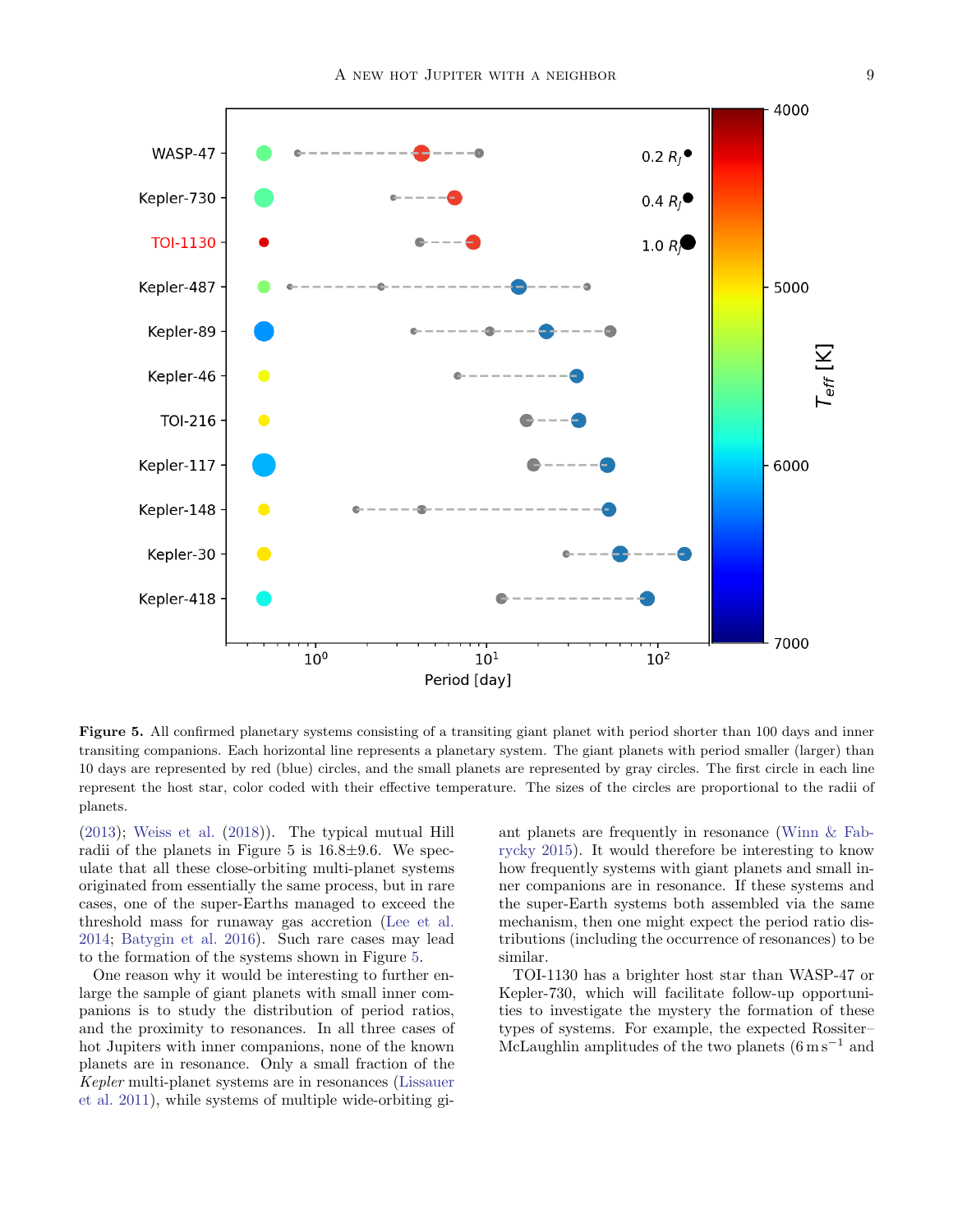**Figure 5.** All confirmed planetary systems consisting of a transiting giant planet with period shorter than 100 days and inner transiting companions. Each horizontal line represents a planetary system. The giant planets with period smaller (larger) than 10 days are represented by red (blue) circles, and the small planets are represented by gray circles. The first circle in each line represent the host star, color coded with their effective temperature. The sizes of the circles are proportional to the radii of planets.

(2013); Weiss et al. (2018)). The typical mutual Hill radii of the planets in Figure 5 is 16.8±9.6. We speculate that all these close-orbiting multi-planet systems originated from essentially the same process, but in rare cases, one of the super-Earths managed to exceed the threshold mass for runaway gas accretion (Lee et al. 2014; Batygin et al. 2016). Such rare cases may lead to the formation of the systems shown in Figure 5.

One reason why it would be interesting to further enlarge the sample of giant planets with small inner companions is to study the distribution of period ratios, and the proximity to resonances. In all three cases of hot Jupiters with inner companions, none of the known planets are in resonance. Only a small fraction of the *Kepler* multi-planet systems are in resonances (Lissauer et al. 2011), while systems of multiple wide-orbiting giant planets are frequently in resonance (Winn & Fabrycky 2015). It would therefore be interesting to know how frequently systems with giant planets and small inner companions are in resonance. If these systems and the super-Earth systems both assembled via the same mechanism, then one might expect the period ratio distributions (including the occurrence of resonances) to be similar.

TOI-1130 has a brighter host star than WASP-47 or Kepler-730, which will facilitate follow-up opportunities to investigate the mystery the formation of these types of systems. For example, the expected Rossiter–McLaughlin amplitudes of the two planets ($6\,\mathrm{m\,s^{-1}}$ and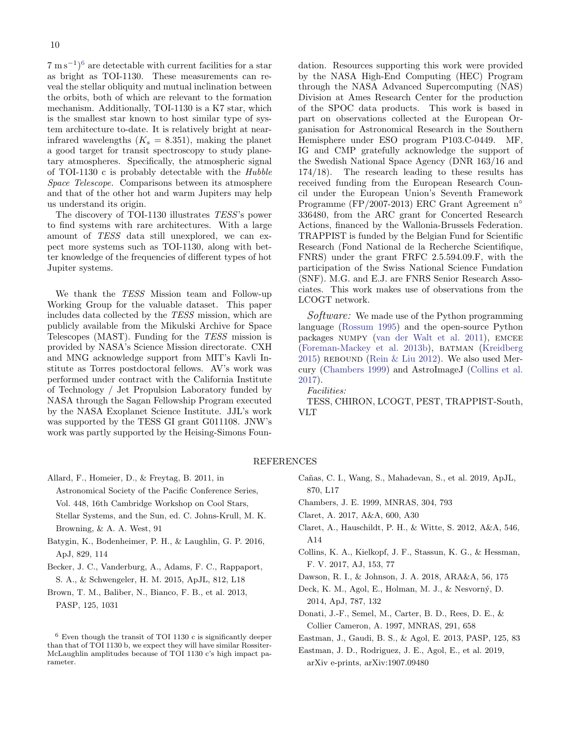$7\,\mathrm{m\,s^{-1}}$)[6] are detectable with current facilities for a star as bright as TOI-1130. These measurements can reveal the stellar obliquity and mutual inclination between the orbits, both of which are relevant to the formation mechanism. Additionally, TOI-1130 is a K7 star, which is the smallest star known to host similar type of system architecture to-date. It is relatively bright at near-infrared wavelengths ($K_s = 8.351$), making the planet a good target for transit spectroscopy to study planetary atmospheres. Specifically, the atmospheric signal of TOI-1130 c is probably detectable with the *Hubble Space Telescope*. Comparisons between its atmosphere and that of the other hot and warm Jupiters may help us understand its origin.

The discovery of TOI-1130 illustrates *TESS*'s power to find systems with rare architectures. With a large amount of *TESS* data still unexplored, we can expect more systems such as TOI-1130, along with better knowledge of the frequencies of different types of hot Jupiter systems.

We thank the *TESS* Mission team and Follow-up Working Group for the valuable dataset. This paper includes data collected by the *TESS* mission, which are publicly available from the Mikulski Archive for Space Telescopes (MAST). Funding for the *TESS* mission is provided by NASA's Science Mission directorate. CXH and MNG acknowledge support from MIT's Kavli Institute as Torres postdoctoral fellows. AV's work was performed under contract with the California Institute of Technology / Jet Propulsion Laboratory funded by NASA through the Sagan Fellowship Program executed by the NASA Exoplanet Science Institute. JJL's work was supported by the TESS GI grant G011108. JNW's work was partly supported by the Heising-Simons Foundation. Resources supporting this work were provided by the NASA High-End Computing (HEC) Program through the NASA Advanced Supercomputing (NAS) Division at Ames Research Center for the production of the SPOC data products. This work is based in part on observations collected at the European Organisation for Astronomical Research in the Southern Hemisphere under ESO program P103.C-0449. MF, IG and CMP gratefully acknowledge the support of the Swedish National Space Agency (DNR 163/16 and 174/18). The research leading to these results has received funding from the European Research Council under the European Union's Seventh Framework Programme (FP/2007-2013) ERC Grant Agreement n° 336480, from the ARC grant for Concerted Research Actions, financed by the Wallonia-Brussels Federation. TRAPPIST is funded by the Belgian Fund for Scientific Research (Fond National de la Recherche Scientifique, FNRS) under the grant FRFC 2.5.594.09.F, with the participation of the Swiss National Science Fundation (SNF). M.G. and E.J. are FNRS Senior Research Associates. This work makes use of observations from the LCOGT network.

*Software:* We made use of the Python programming language (Rossum 1995) and the open-source Python packages NUMPY (van der Walt et al. 2011), EMCEE (Foreman-Mackey et al. 2013b), BATMAN (Kreidberg 2015) REBOUND (Rein & Liu 2012). We also used Mercury (Chambers 1999) and AstroImageJ (Collins et al. 2017).

*Facilities:*

TESS, CHIRON, LCOGT, PEST, TRAPPIST-South, VLT

[6] Even though the transit of TOI 1130 c is significantly deeper than that of TOI 1130 b, we expect they will have similar Rossiter-McLaughlin amplitudes because of TOI 1130 c's high impact parameter.

## REFERENCES

Allard, F., Homeier, D., & Freytag, B. 2011, in Astronomical Society of the Pacific Conference Series, Vol. 448, 16th Cambridge Workshop on Cool Stars, Stellar Systems, and the Sun, ed. C. Johns-Krull, M. K. Browning, & A. A. West, 91

Batygin, K., Bodenheimer, P. H., & Laughlin, G. P. 2016, ApJ, 829, 114

Becker, J. C., Vanderburg, A., Adams, F. C., Rappaport, S. A., & Schwengeler, H. M. 2015, ApJL, 812, L18

Brown, T. M., Baliber, N., Bianco, F. B., et al. 2013, PASP, 125, 1031

Cañas, C. I., Wang, S., Mahadevan, S., et al. 2019, ApJL, 870, L17

Chambers, J. E. 1999, MNRAS, 304, 793

Claret, A. 2017, A&A, 600, A30

Claret, A., Hauschildt, P. H., & Witte, S. 2012, A&A, 546, A14

Collins, K. A., Kielkopf, J. F., Stassun, K. G., & Hessman, F. V. 2017, AJ, 153, 77

Dawson, R. I., & Johnson, J. A. 2018, ARA&A, 56, 175

Deck, K. M., Agol, E., Holman, M. J., & Nesvorný, D. 2014, ApJ, 787, 132

Donati, J.-F., Semel, M., Carter, B. D., Rees, D. E., & Collier Cameron, A. 1997, MNRAS, 291, 658

Eastman, J., Gaudi, B. S., & Agol, E. 2013, PASP, 125, 83

Eastman, J. D., Rodriguez, J. E., Agol, E., et al. 2019, arXiv e-prints, arXiv:1907.09480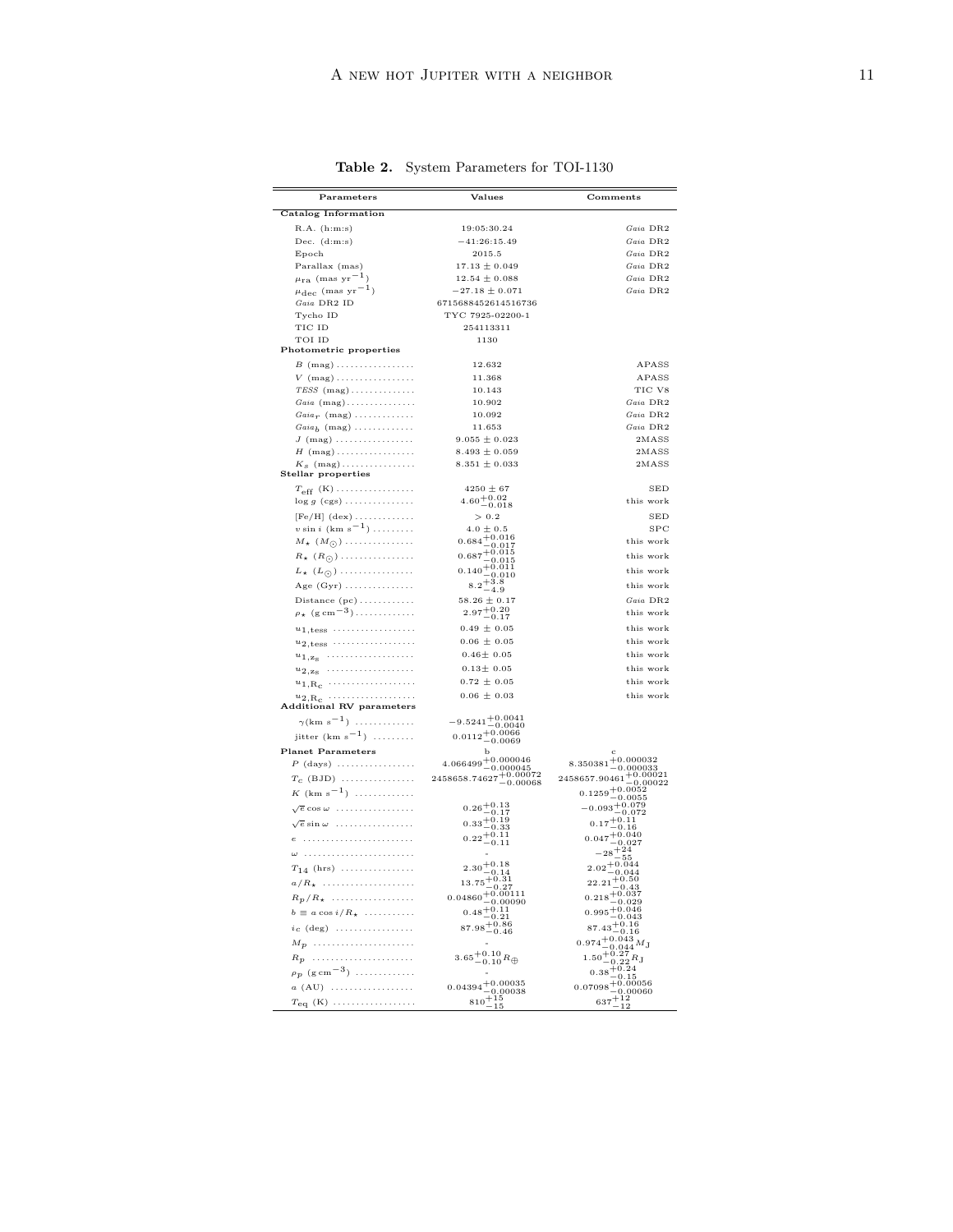**Table 2.** System Parameters for TOI-1130

| Parameters | Values | | Comments |
|---|---|---|---|
| **Catalog Information** | | | |
| R.A. (h:m:s) | 19:05:30.24 | | *Gaia* DR2 |
| Dec. (d:m:s) | −41:26:15.49 | | *Gaia* DR2 |
| Epoch | 2015.5 | | *Gaia* DR2 |
| Parallax (mas) | 17.13 ± 0.049 | | *Gaia* DR2 |
| $\mu_{\rm ra}$ (mas yr$^{-1}$) | 12.54 ± 0.088 | | *Gaia* DR2 |
| $\mu_{\rm dec}$ (mas yr$^{-1}$) | −27.18 ± 0.071 | | *Gaia* DR2 |
| *Gaia* DR2 ID | 6715688452614516736 | | |
| Tycho ID | TYC 7925-02200-1 | | |
| TIC ID | 254113311 | | |
| TOI ID | 1130 | | |
| **Photometric properties** | | | |
| $B$ (mag) | 12.632 | | APASS |
| $V$ (mag) | 11.368 | | APASS |
| *TESS* (mag) | 10.143 | | TIC V8 |
| *Gaia* (mag) | 10.902 | | *Gaia* DR2 |
| $Gaia_r$ (mag) | 10.092 | | *Gaia* DR2 |
| $Gaia_b$ (mag) | 11.653 | | *Gaia* DR2 |
| $J$ (mag) | 9.055 ± 0.023 | | 2MASS |
| $H$ (mag) | 8.493 ± 0.059 | | 2MASS |
| $K_s$ (mag) | 8.351 ± 0.033 | | 2MASS |
| **Stellar properties** | | | |
| $T_{\rm eff}$ (K) | 4250 ± 67 | | SED |
| $\log g$ (cgs) | $4.60^{+0.02}_{-0.018}$ | | this work |
| [Fe/H] (dex) | > 0.2 | | SED |
| $v \sin i$ (km s$^{-1}$) | 4.0 ± 0.5 | | SPC |
| $M_\star$ ($M_\odot$) | $0.684^{+0.016}_{-0.017}$ | | this work |
| $R_\star$ ($R_\odot$) | $0.687^{+0.015}_{-0.015}$ | | this work |
| $L_\star$ ($L_\odot$) | $0.140^{+0.011}_{-0.010}$ | | this work |
| Age (Gyr) | $8.2^{+3.8}_{-4.9}$ | | this work |
| Distance (pc) | 58.26 ± 0.17 | | *Gaia* DR2 |
| $\rho_\star$ (g cm$^{-3}$) | $2.97^{+0.20}_{-0.17}$ | | this work |
| $u_{1,\rm tess}$ | 0.49 ± 0.05 | | this work |
| $u_{2,\rm tess}$ | 0.06 ± 0.05 | | this work |
| $u_{1,\rm z_s}$ | 0.46± 0.05 | | this work |
| $u_{2,\rm z_s}$ | 0.13± 0.05 | | this work |
| $u_{1,\rm R_c}$ | 0.72 ± 0.05 | | this work |
| $u_{2,\rm R_c}$ | 0.06 ± 0.03 | | this work |
| **Additional RV parameters** | | | |
| $\gamma$(km s$^{-1}$) | $-9.5241^{+0.0041}_{-0.0040}$ | | |
| jitter (km s$^{-1}$) | $0.0112^{+0.0066}_{-0.0069}$ | | |
| **Planet Parameters** | b | c | |
| $P$ (days) | $4.066499^{+0.000046}_{-0.000045}$ | $8.350381^{+0.000032}_{-0.000033}$ | |
| $T_C$ (BJD) | $2458658.74627^{+0.00072}_{-0.00068}$ | $2458657.90461^{+0.00021}_{-0.00022}$ | |
| $K$ (km s$^{-1}$) | | $0.1259^{+0.0052}_{-0.0055}$ | |
| $\sqrt{e}\cos\omega$ | $0.26^{+0.13}_{-0.17}$ | $-0.093^{+0.079}_{-0.072}$ | |
| $\sqrt{e}\sin\omega$ | $0.33^{+0.19}_{-0.33}$ | $0.17^{+0.11}_{-0.16}$ | |
| $e$ | $0.22^{+0.11}_{-0.11}$ | $0.047^{+0.040}_{-0.027}$ | |
| $\omega$ | - | $-28^{+24}_{-55}$ | |
| $T_{14}$ (hrs) | $2.30^{+0.18}_{-0.14}$ | $2.02^{+0.044}_{-0.044}$ | |
| $a/R_\star$ | $13.75^{+0.31}_{-0.27}$ | $22.21^{+0.50}_{-0.43}$ | |
| $R_p/R_\star$ | $0.04860^{+0.00111}_{-0.00090}$ | $0.218^{+0.037}_{-0.029}$ | |
| $b \equiv a\cos i/R_\star$ | $0.48^{+0.11}_{-0.21}$ | $0.995^{+0.046}_{-0.043}$ | |
| $i_C$ (deg) | $87.98^{+0.86}_{-0.46}$ | $87.43^{+0.16}_{-0.16}$ | |
| $M_p$ | - | $0.974^{+0.043}_{-0.044} M_{\rm J}$ | |
| $R_p$ | $3.65^{+0.10}_{-0.10} R_\oplus$ | $1.50^{+0.27}_{-0.22} R_{\rm J}$ | |
| $\rho_p$ (g cm$^{-3}$) | - | $0.38^{+0.24}_{-0.15}$ | |
| $a$ (AU) | $0.04394^{+0.00035}_{-0.00038}$ | $0.07098^{+0.00056}_{-0.00060}$ | |
| $T_{\rm eq}$ (K) | $810^{+15}_{-15}$ | $637^{+12}_{-12}$ | |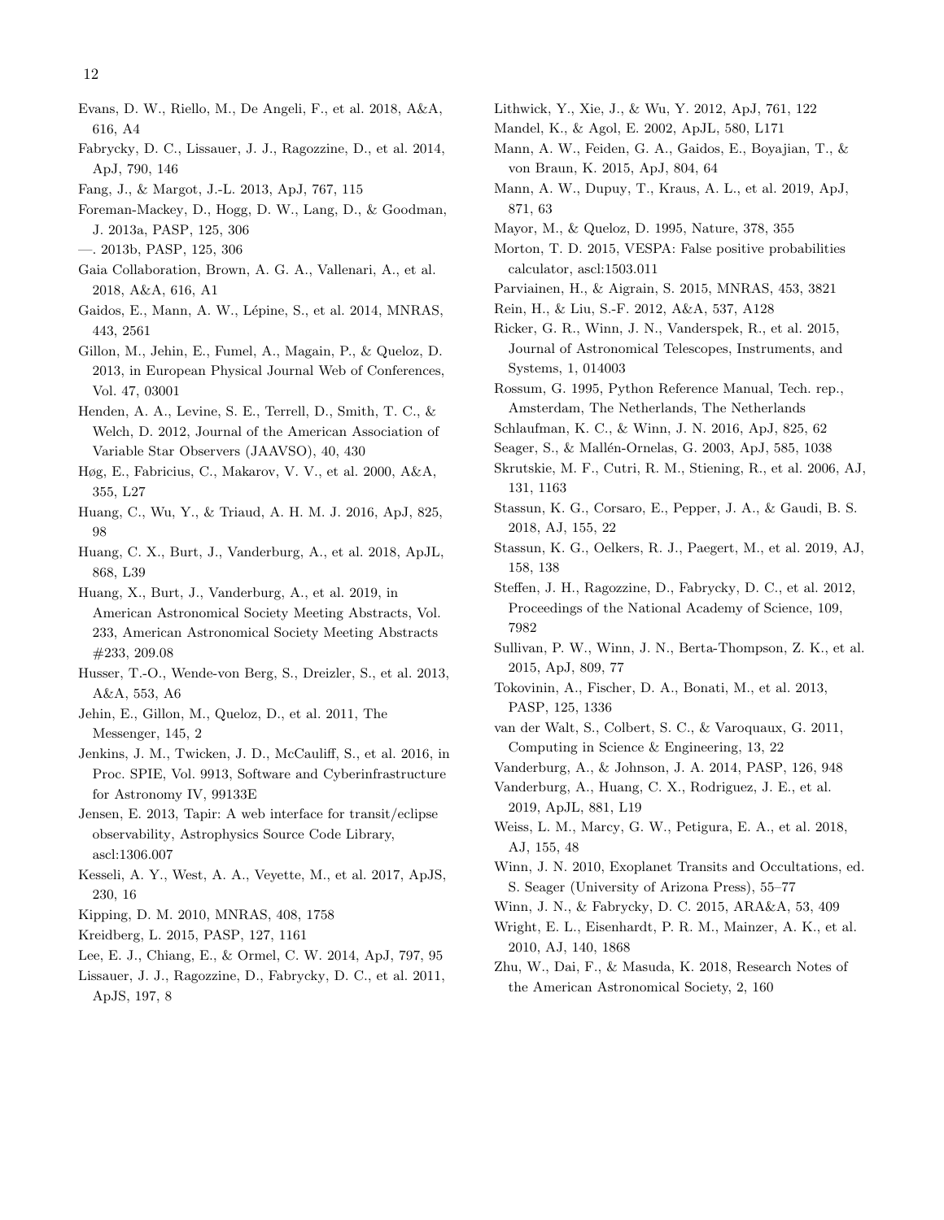Evans, D. W., Riello, M., De Angeli, F., et al. 2018, A&A, 616, A4

Fabrycky, D. C., Lissauer, J. J., Ragozzine, D., et al. 2014, ApJ, 790, 146

Fang, J., & Margot, J.-L. 2013, ApJ, 767, 115

Foreman-Mackey, D., Hogg, D. W., Lang, D., & Goodman, J. 2013a, PASP, 125, 306

—. 2013b, PASP, 125, 306

Gaia Collaboration, Brown, A. G. A., Vallenari, A., et al. 2018, A&A, 616, A1

Gaidos, E., Mann, A. W., Lépine, S., et al. 2014, MNRAS, 443, 2561

Gillon, M., Jehin, E., Fumel, A., Magain, P., & Queloz, D. 2013, in European Physical Journal Web of Conferences, Vol. 47, 03001

Henden, A. A., Levine, S. E., Terrell, D., Smith, T. C., & Welch, D. 2012, Journal of the American Association of Variable Star Observers (JAAVSO), 40, 430

Høg, E., Fabricius, C., Makarov, V. V., et al. 2000, A&A, 355, L27

Huang, C., Wu, Y., & Triaud, A. H. M. J. 2016, ApJ, 825, 98

Huang, C. X., Burt, J., Vanderburg, A., et al. 2018, ApJL, 868, L39

Huang, X., Burt, J., Vanderburg, A., et al. 2019, in American Astronomical Society Meeting Abstracts, Vol. 233, American Astronomical Society Meeting Abstracts #233, 209.08

Husser, T.-O., Wende-von Berg, S., Dreizler, S., et al. 2013, A&A, 553, A6

Jehin, E., Gillon, M., Queloz, D., et al. 2011, The Messenger, 145, 2

Jenkins, J. M., Twicken, J. D., McCauliff, S., et al. 2016, in Proc. SPIE, Vol. 9913, Software and Cyberinfrastructure for Astronomy IV, 99133E

Jensen, E. 2013, Tapir: A web interface for transit/eclipse observability, Astrophysics Source Code Library, ascl:1306.007

Kesseli, A. Y., West, A. A., Veyette, M., et al. 2017, ApJS, 230, 16

Kipping, D. M. 2010, MNRAS, 408, 1758

Kreidberg, L. 2015, PASP, 127, 1161

Lee, E. J., Chiang, E., & Ormel, C. W. 2014, ApJ, 797, 95

Lissauer, J. J., Ragozzine, D., Fabrycky, D. C., et al. 2011, ApJS, 197, 8

Lithwick, Y., Xie, J., & Wu, Y. 2012, ApJ, 761, 122

Mandel, K., & Agol, E. 2002, ApJL, 580, L171

Mann, A. W., Feiden, G. A., Gaidos, E., Boyajian, T., & von Braun, K. 2015, ApJ, 804, 64

Mann, A. W., Dupuy, T., Kraus, A. L., et al. 2019, ApJ, 871, 63

Mayor, M., & Queloz, D. 1995, Nature, 378, 355

Morton, T. D. 2015, VESPA: False positive probabilities calculator, ascl:1503.011

Parviainen, H., & Aigrain, S. 2015, MNRAS, 453, 3821

Rein, H., & Liu, S.-F. 2012, A&A, 537, A128

Ricker, G. R., Winn, J. N., Vanderspek, R., et al. 2015, Journal of Astronomical Telescopes, Instruments, and Systems, 1, 014003

Rossum, G. 1995, Python Reference Manual, Tech. rep., Amsterdam, The Netherlands, The Netherlands

Schlaufman, K. C., & Winn, J. N. 2016, ApJ, 825, 62

Seager, S., & Mallén-Ornelas, G. 2003, ApJ, 585, 1038

Skrutskie, M. F., Cutri, R. M., Stiening, R., et al. 2006, AJ, 131, 1163

Stassun, K. G., Corsaro, E., Pepper, J. A., & Gaudi, B. S. 2018, AJ, 155, 22

Stassun, K. G., Oelkers, R. J., Paegert, M., et al. 2019, AJ, 158, 138

Steffen, J. H., Ragozzine, D., Fabrycky, D. C., et al. 2012, Proceedings of the National Academy of Science, 109, 7982

Sullivan, P. W., Winn, J. N., Berta-Thompson, Z. K., et al. 2015, ApJ, 809, 77

Tokovinin, A., Fischer, D. A., Bonati, M., et al. 2013, PASP, 125, 1336

van der Walt, S., Colbert, S. C., & Varoquaux, G. 2011, Computing in Science & Engineering, 13, 22

Vanderburg, A., & Johnson, J. A. 2014, PASP, 126, 948

Vanderburg, A., Huang, C. X., Rodriguez, J. E., et al. 2019, ApJL, 881, L19

Weiss, L. M., Marcy, G. W., Petigura, E. A., et al. 2018, AJ, 155, 48

Winn, J. N. 2010, Exoplanet Transits and Occultations, ed. S. Seager (University of Arizona Press), 55–77

Winn, J. N., & Fabrycky, D. C. 2015, ARA&A, 53, 409

Wright, E. L., Eisenhardt, P. R. M., Mainzer, A. K., et al. 2010, AJ, 140, 1868

Zhu, W., Dai, F., & Masuda, K. 2018, Research Notes of the American Astronomical Society, 2, 160